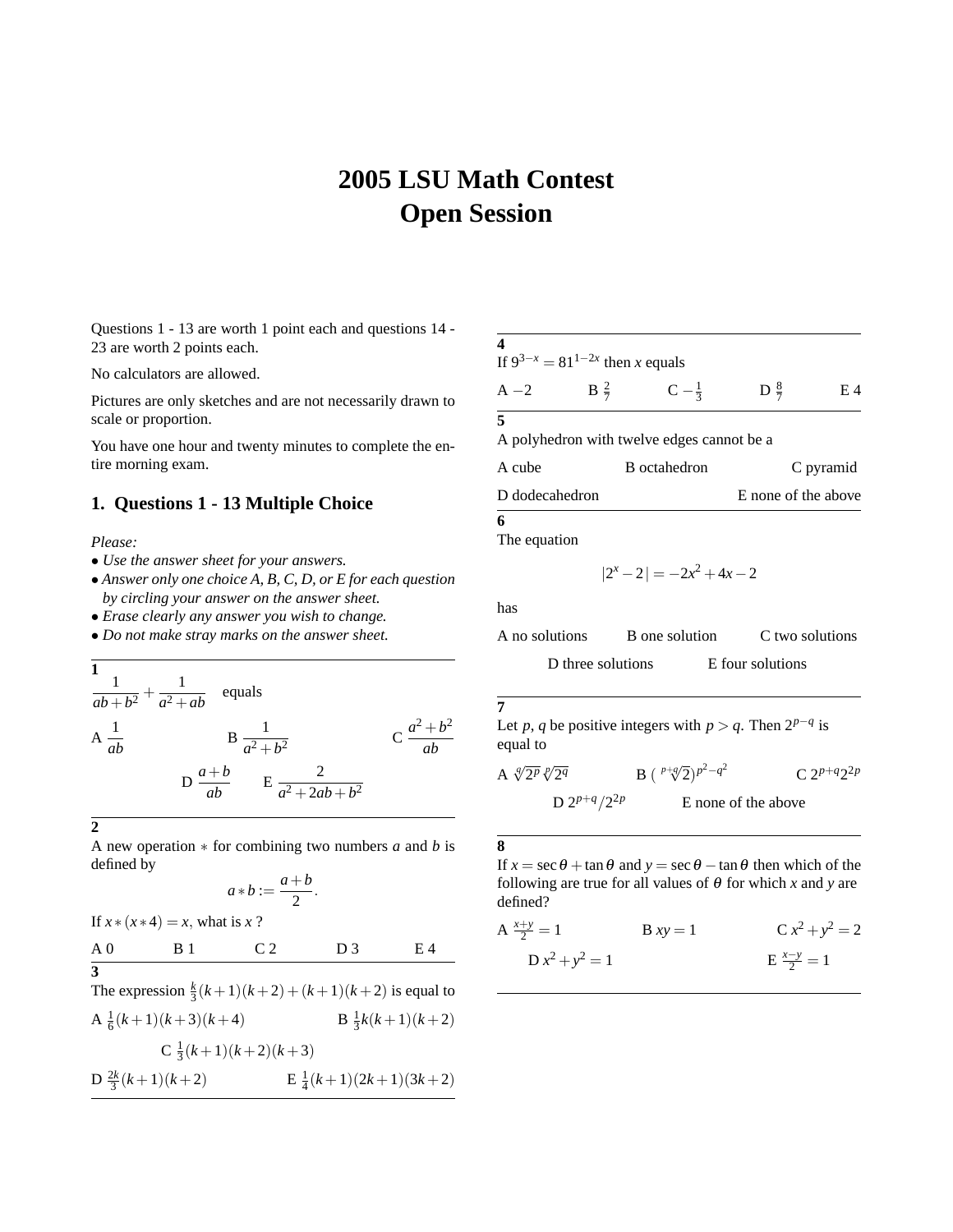# 2005 LSU Math Contest
# Open Session

Questions 1 - 13 are worth 1 point each and questions 14 - 23 are worth 2 points each.

No calculators are allowed.

Pictures are only sketches and are not necessarily drawn to scale or proportion.

You have one hour and twenty minutes to complete the entire morning exam.

## 1. Questions 1 - 13 Multiple Choice

*Please:*

- *Use the answer sheet for your answers.*
- *Answer only one choice A, B, C, D, or E for each question by circling your answer on the answer sheet.*
- *Erase clearly any answer you wish to change.*
- *Do not make stray marks on the answer sheet.*

---

**1**

$\dfrac{1}{ab+b^2} + \dfrac{1}{a^2+ab}$ equals

A $\dfrac{1}{ab}$ B $\dfrac{1}{a^2+b^2}$ C $\dfrac{a^2+b^2}{ab}$

D $\dfrac{a+b}{ab}$ E $\dfrac{2}{a^2+2ab+b^2}$

---

**2**

A new operation $*$ for combining two numbers $a$ and $b$ is defined by

$$a*b := \frac{a+b}{2}.$$

If $x*(x*4) = x$, what is $x$ ?

A 0 B 1 C 2 D 3 E 4

---

**3**

The expression $\frac{k}{3}(k+1)(k+2)+(k+1)(k+2)$ is equal to

A $\frac{1}{6}(k+1)(k+3)(k+4)$ B $\frac{1}{3}k(k+1)(k+2)$

C $\frac{1}{3}(k+1)(k+2)(k+3)$

D $\frac{2k}{3}(k+1)(k+2)$ E $\frac{1}{4}(k+1)(2k+1)(3k+2)$

---

**4**

If $9^{3-x} = 81^{1-2x}$ then $x$ equals

A $-2$ B $\frac{2}{7}$ C $-\frac{1}{3}$ D $\frac{8}{7}$ E 4

---

**5**

A polyhedron with twelve edges cannot be a

A cube B octahedron C pyramid

D dodecahedron E none of the above

---

**6**

The equation

$$|2^x - 2| = -2x^2 + 4x - 2$$

has

A no solutions B one solution C two solutions

D three solutions E four solutions

---

**7**

Let $p$, $q$ be positive integers with $p > q$. Then $2^{p-q}$ is equal to

A $\sqrt[q]{2^p}\,\sqrt[p]{2^q}$ B $(\sqrt[p+q]{2})^{p^2-q^2}$ C $2^{p+q}2^{2p}$

D $2^{p+q}/2^{2p}$ E none of the above

---

**8**

If $x = \sec\theta + \tan\theta$ and $y = \sec\theta - \tan\theta$ then which of the following are true for all values of $\theta$ for which $x$ and $y$ are defined?

A $\frac{x+y}{2} = 1$ B $xy = 1$ C $x^2+y^2 = 2$

D $x^2+y^2 = 1$ E $\frac{x-y}{2} = 1$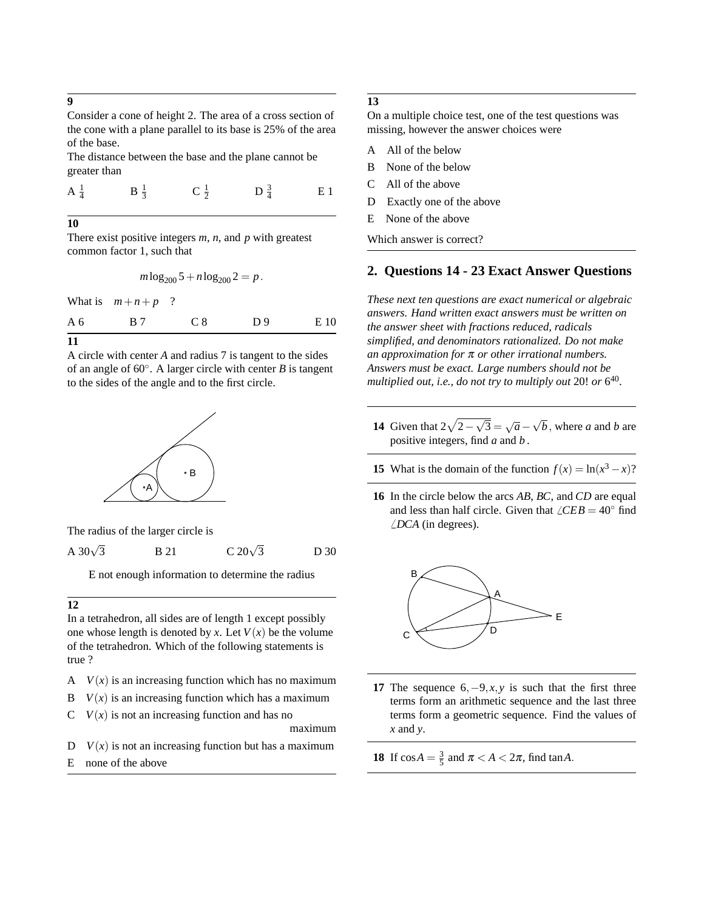**9**

Consider a cone of height 2. The area of a cross section of the cone with a plane parallel to its base is 25% of the area of the base.

The distance between the base and the plane cannot be greater than

A $\frac{1}{4}$ B $\frac{1}{3}$ C $\frac{1}{2}$ D $\frac{3}{4}$ E 1

**10**

There exist positive integers $m$, $n$, and $p$ with greatest common factor 1, such that

$$m\log_{200}5 + n\log_{200}2 = p.$$

What is $m+n+p$ ?

A 6 B 7 C 8 D 9 E 10

**11**

A circle with center $A$ and radius 7 is tangent to the sides of an angle of $60^\circ$. A larger circle with center $B$ is tangent to the sides of the angle and to the first circle.

The radius of the larger circle is

A $30\sqrt{3}$ B 21 C $20\sqrt{3}$ D 30

E not enough information to determine the radius

**12**

In a tetrahedron, all sides are of length 1 except possibly one whose length is denoted by $x$. Let $V(x)$ be the volume of the tetrahedron. Which of the following statements is true ?

A $V(x)$ is an increasing function which has no maximum

B $V(x)$ is an increasing function which has a maximum

C $V(x)$ is not an increasing function and has no maximum

D $V(x)$ is not an increasing function but has a maximum

E none of the above

**13**

On a multiple choice test, one of the test questions was missing, however the answer choices were

A All of the below

B None of the below

C All of the above

D Exactly one of the above

E None of the above

Which answer is correct?

## 2. Questions 14 - 23 Exact Answer Questions

*These next ten questions are exact numerical or algebraic answers. Hand written exact answers must be written on the answer sheet with fractions reduced, radicals simplified, and denominators rationalized. Do not make an approximation for $\pi$ or other irrational numbers. Answers must be exact. Large numbers should not be multiplied out, i.e., do not try to multiply out* $20!$ *or* $6^{40}$.

**14** Given that $2\sqrt{2-\sqrt{3}} = \sqrt{a} - \sqrt{b}$, where $a$ and $b$ are positive integers, find $a$ and $b$.

**15** What is the domain of the function $f(x) = \ln(x^3 - x)$?

**16** In the circle below the arcs $AB$, $BC$, and $CD$ are equal and less than half circle. Given that $\angle CEB = 40^\circ$ find $\angle DCA$ (in degrees).

**17** The sequence $6, -9, x, y$ is such that the first three terms form an arithmetic sequence and the last three terms form a geometric sequence. Find the values of $x$ and $y$.

**18** If $\cos A = \frac{3}{5}$ and $\pi < A < 2\pi$, find $\tan A$.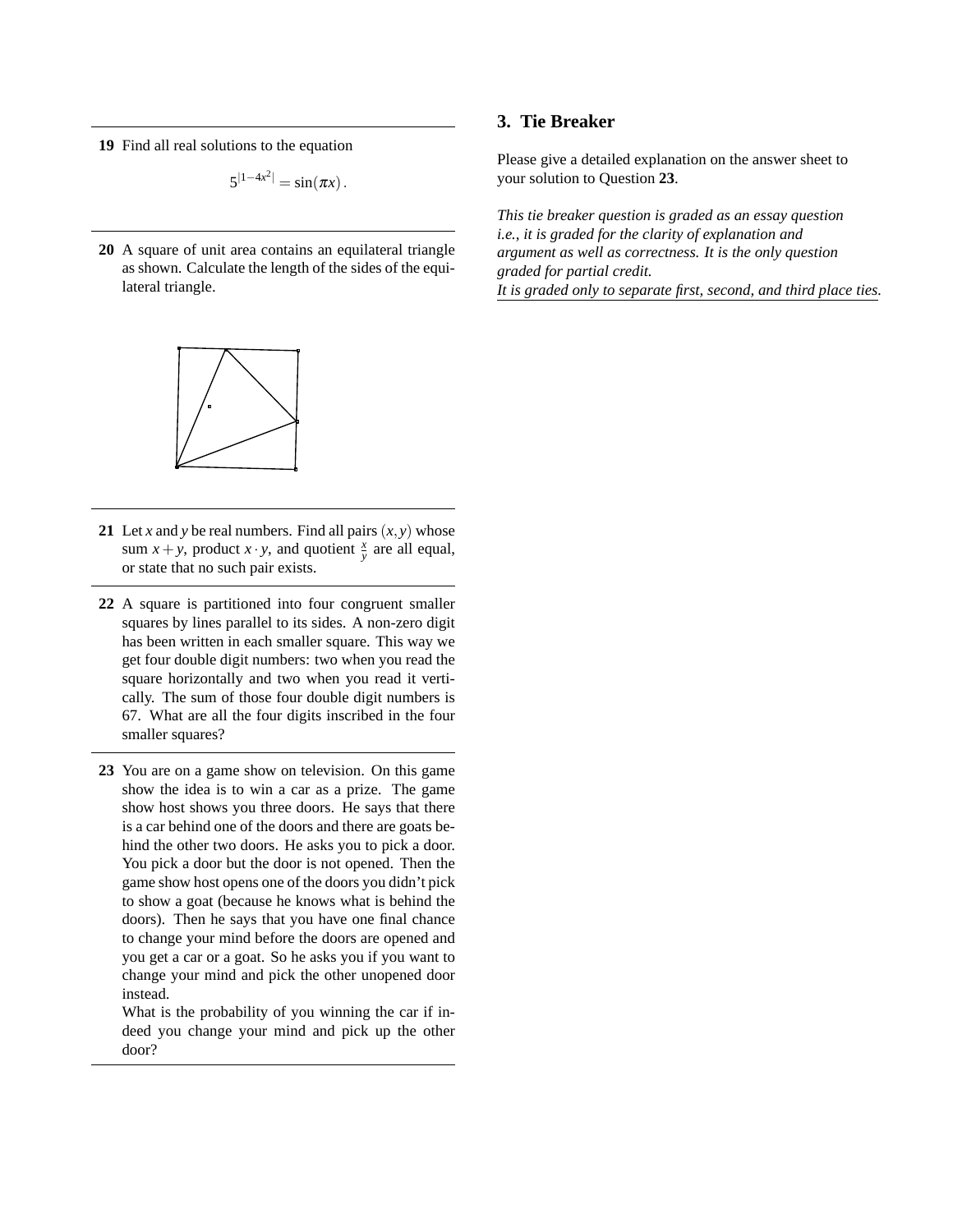**19** Find all real solutions to the equation

$$5^{|1-4x^2|} = \sin(\pi x).$$

---

**20** A square of unit area contains an equilateral triangle as shown. Calculate the length of the sides of the equilateral triangle.

---

**21** Let $x$ and $y$ be real numbers. Find all pairs $(x, y)$ whose sum $x + y$, product $x \cdot y$, and quotient $\frac{x}{y}$ are all equal, or state that no such pair exists.

---

**22** A square is partitioned into four congruent smaller squares by lines parallel to its sides. A non-zero digit has been written in each smaller square. This way we get four double digit numbers: two when you read the square horizontally and two when you read it vertically. The sum of those four double digit numbers is 67. What are all the four digits inscribed in the four smaller squares?

---

**23** You are on a game show on television. On this game show the idea is to win a car as a prize. The game show host shows you three doors. He says that there is a car behind one of the doors and there are goats behind the other two doors. He asks you to pick a door. You pick a door but the door is not opened. Then the game show host opens one of the doors you didn't pick to show a goat (because he knows what is behind the doors). Then he says that you have one final chance to change your mind before the doors are opened and you get a car or a goat. So he asks you if you want to change your mind and pick the other unopened door instead.

What is the probability of you winning the car if indeed you change your mind and pick up the other door?

---

## 3. Tie Breaker

Please give a detailed explanation on the answer sheet to your solution to Question **23**.

*This tie breaker question is graded as an essay question i.e., it is graded for the clarity of explanation and argument as well as correctness. It is the only question graded for partial credit.*
*It is graded only to separate first, second, and third place ties.*